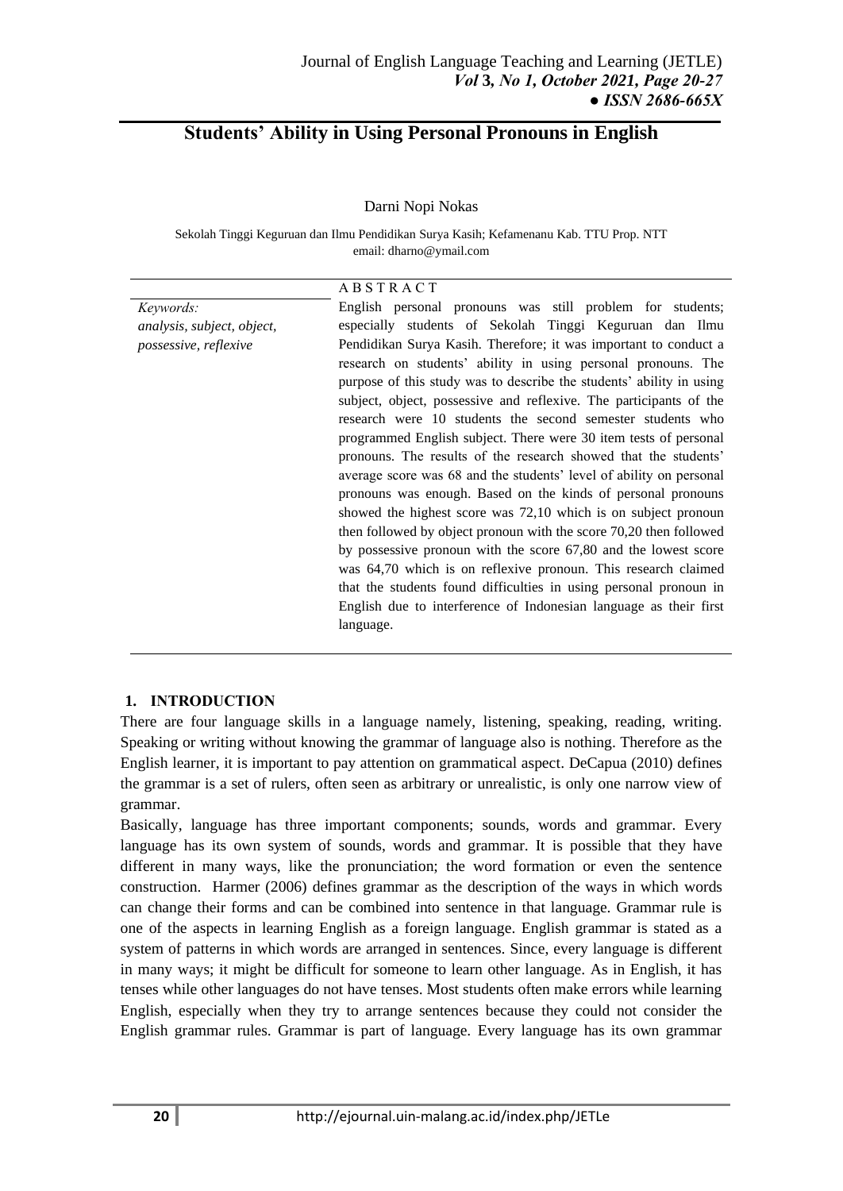# Students' Ability in Using Personal Pronouns in English

Darni Nopi Nokas

Sekolah Tinggi Keguruan dan Ilmu Pendidikan Surya Kasih; Kefamenanu Kab. TTU Prop. NTT
email: dharno@ymail.com

*Keywords:*
*analysis, subject, object, possessive, reflexive*

**A B S T R A C T**

English personal pronouns was still problem for students; especially students of Sekolah Tinggi Keguruan dan Ilmu Pendidikan Surya Kasih. Therefore; it was important to conduct a research on students' ability in using personal pronouns. The purpose of this study was to describe the students' ability in using subject, object, possessive and reflexive. The participants of the research were 10 students the second semester students who programmed English subject. There were 30 item tests of personal pronouns. The results of the research showed that the students' average score was 68 and the students' level of ability on personal pronouns was enough. Based on the kinds of personal pronouns showed the highest score was 72,10 which is on subject pronoun then followed by object pronoun with the score 70,20 then followed by possessive pronoun with the score 67,80 and the lowest score was 64,70 which is on reflexive pronoun. This research claimed that the students found difficulties in using personal pronoun in English due to interference of Indonesian language as their first language.

## 1. INTRODUCTION

There are four language skills in a language namely, listening, speaking, reading, writing. Speaking or writing without knowing the grammar of language also is nothing. Therefore as the English learner, it is important to pay attention on grammatical aspect. DeCapua (2010) defines the grammar is a set of rulers, often seen as arbitrary or unrealistic, is only one narrow view of grammar.

Basically, language has three important components; sounds, words and grammar. Every language has its own system of sounds, words and grammar. It is possible that they have different in many ways, like the pronunciation; the word formation or even the sentence construction. Harmer (2006) defines grammar as the description of the ways in which words can change their forms and can be combined into sentence in that language. Grammar rule is one of the aspects in learning English as a foreign language. English grammar is stated as a system of patterns in which words are arranged in sentences. Since, every language is different in many ways; it might be difficult for someone to learn other language. As in English, it has tenses while other languages do not have tenses. Most students often make errors while learning English, especially when they try to arrange sentences because they could not consider the English grammar rules. Grammar is part of language. Every language has its own grammar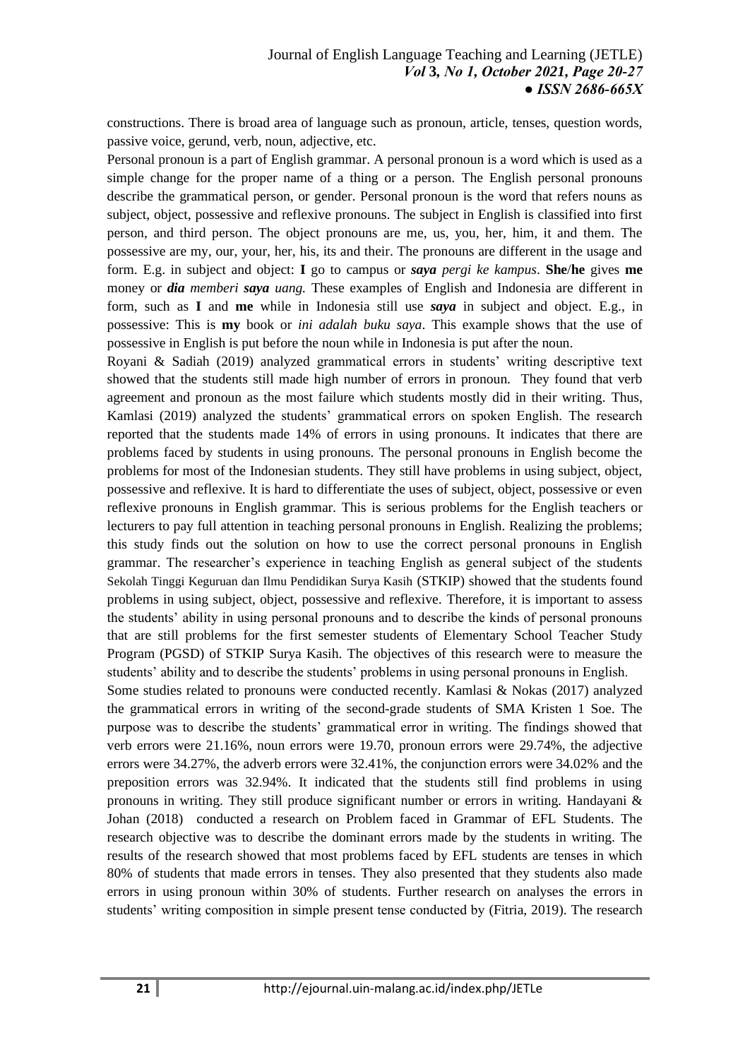constructions. There is broad area of language such as pronoun, article, tenses, question words, passive voice, gerund, verb, noun, adjective, etc.

Personal pronoun is a part of English grammar. A personal pronoun is a word which is used as a simple change for the proper name of a thing or a person. The English personal pronouns describe the grammatical person, or gender. Personal pronoun is the word that refers nouns as subject, object, possessive and reflexive pronouns. The subject in English is classified into first person, and third person. The object pronouns are me, us, you, her, him, it and them. The possessive are my, our, your, her, his, its and their. The pronouns are different in the usage and form. E.g. in subject and object: **I** go to campus or ***saya*** *pergi ke kampus*. **She**/**he** gives **me** money or ***dia*** *memberi* ***saya*** *uang.* These examples of English and Indonesia are different in form, such as **I** and **me** while in Indonesia still use ***saya*** in subject and object. E.g., in possessive: This is **my** book or *ini adalah buku saya*. This example shows that the use of possessive in English is put before the noun while in Indonesia is put after the noun.

Royani & Sadiah (2019) analyzed grammatical errors in students' writing descriptive text showed that the students still made high number of errors in pronoun. They found that verb agreement and pronoun as the most failure which students mostly did in their writing. Thus, Kamlasi (2019) analyzed the students' grammatical errors on spoken English. The research reported that the students made 14% of errors in using pronouns. It indicates that there are problems faced by students in using pronouns. The personal pronouns in English become the problems for most of the Indonesian students. They still have problems in using subject, object, possessive and reflexive. It is hard to differentiate the uses of subject, object, possessive or even reflexive pronouns in English grammar. This is serious problems for the English teachers or lecturers to pay full attention in teaching personal pronouns in English. Realizing the problems; this study finds out the solution on how to use the correct personal pronouns in English grammar. The researcher's experience in teaching English as general subject of the students Sekolah Tinggi Keguruan dan Ilmu Pendidikan Surya Kasih (STKIP) showed that the students found problems in using subject, object, possessive and reflexive. Therefore, it is important to assess the students' ability in using personal pronouns and to describe the kinds of personal pronouns that are still problems for the first semester students of Elementary School Teacher Study Program (PGSD) of STKIP Surya Kasih. The objectives of this research were to measure the students' ability and to describe the students' problems in using personal pronouns in English.

Some studies related to pronouns were conducted recently. Kamlasi & Nokas (2017) analyzed the grammatical errors in writing of the second-grade students of SMA Kristen 1 Soe. The purpose was to describe the students' grammatical error in writing. The findings showed that verb errors were 21.16%, noun errors were 19.70, pronoun errors were 29.74%, the adjective errors were 34.27%, the adverb errors were 32.41%, the conjunction errors were 34.02% and the preposition errors was 32.94%. It indicated that the students still find problems in using pronouns in writing. They still produce significant number or errors in writing. Handayani & Johan (2018) conducted a research on Problem faced in Grammar of EFL Students. The research objective was to describe the dominant errors made by the students in writing. The results of the research showed that most problems faced by EFL students are tenses in which 80% of students that made errors in tenses. They also presented that they students also made errors in using pronoun within 30% of students. Further research on analyses the errors in students' writing composition in simple present tense conducted by (Fitria, 2019). The research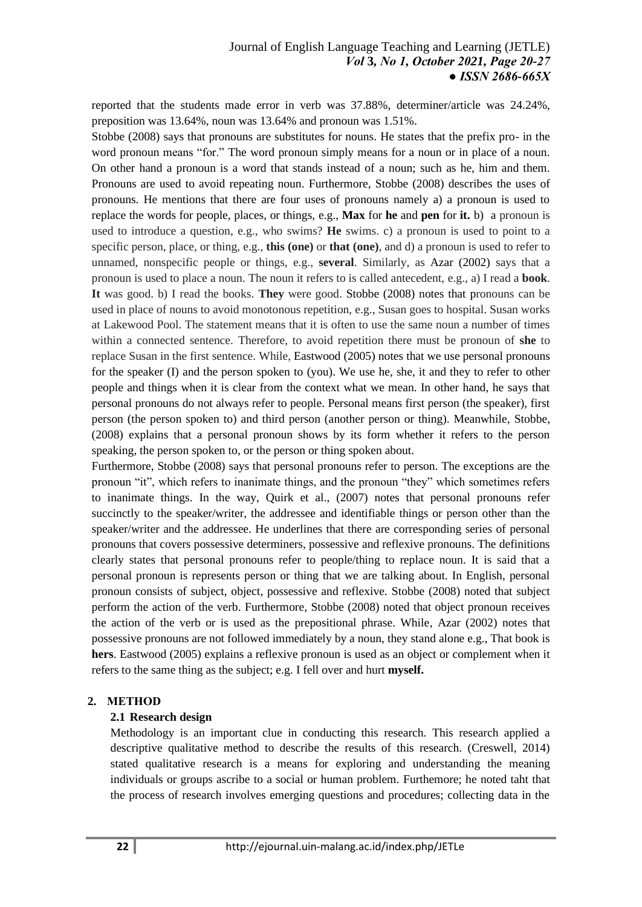reported that the students made error in verb was 37.88%, determiner/article was 24.24%, preposition was 13.64%, noun was 13.64% and pronoun was 1.51%.

Stobbe (2008) says that pronouns are substitutes for nouns. He states that the prefix pro- in the word pronoun means "for." The word pronoun simply means for a noun or in place of a noun. On other hand a pronoun is a word that stands instead of a noun; such as he, him and them. Pronouns are used to avoid repeating noun. Furthermore, Stobbe (2008) describes the uses of pronouns. He mentions that there are four uses of pronouns namely a) a pronoun is used to replace the words for people, places, or things, e.g., **Max** for **he** and **pen** for **it.** b) a pronoun is used to introduce a question, e.g., who swims? **He** swims. c) a pronoun is used to point to a specific person, place, or thing, e.g., **this (one)** or **that (one)**, and d) a pronoun is used to refer to unnamed, nonspecific people or things, e.g., **several**. Similarly, as Azar (2002) says that a pronoun is used to place a noun. The noun it refers to is called antecedent, e.g., a) I read a **book**. **It** was good. b) I read the books. **They** were good. Stobbe (2008) notes that pronouns can be used in place of nouns to avoid monotonous repetition, e.g., Susan goes to hospital. Susan works at Lakewood Pool. The statement means that it is often to use the same noun a number of times within a connected sentence. Therefore, to avoid repetition there must be pronoun of **she** to replace Susan in the first sentence. While, Eastwood (2005) notes that we use personal pronouns for the speaker (I) and the person spoken to (you). We use he, she, it and they to refer to other people and things when it is clear from the context what we mean. In other hand, he says that personal pronouns do not always refer to people. Personal means first person (the speaker), first person (the person spoken to) and third person (another person or thing). Meanwhile, Stobbe, (2008) explains that a personal pronoun shows by its form whether it refers to the person speaking, the person spoken to, or the person or thing spoken about.

Furthermore, Stobbe (2008) says that personal pronouns refer to person. The exceptions are the pronoun "it", which refers to inanimate things, and the pronoun "they" which sometimes refers to inanimate things. In the way, Quirk et al., (2007) notes that personal pronouns refer succinctly to the speaker/writer, the addressee and identifiable things or person other than the speaker/writer and the addressee. He underlines that there are corresponding series of personal pronouns that covers possessive determiners, possessive and reflexive pronouns. The definitions clearly states that personal pronouns refer to people/thing to replace noun. It is said that a personal pronoun is represents person or thing that we are talking about. In English, personal pronoun consists of subject, object, possessive and reflexive. Stobbe (2008) noted that subject perform the action of the verb. Furthermore, Stobbe (2008) noted that object pronoun receives the action of the verb or is used as the prepositional phrase. While, Azar (2002) notes that possessive pronouns are not followed immediately by a noun, they stand alone e.g., That book is **hers**. Eastwood (2005) explains a reflexive pronoun is used as an object or complement when it refers to the same thing as the subject; e.g. I fell over and hurt **myself.**

## 2. METHOD

### 2.1 Research design

Methodology is an important clue in conducting this research. This research applied a descriptive qualitative method to describe the results of this research. (Creswell, 2014) stated qualitative research is a means for exploring and understanding the meaning individuals or groups ascribe to a social or human problem. Furthemore; he noted taht that the process of research involves emerging questions and procedures; collecting data in the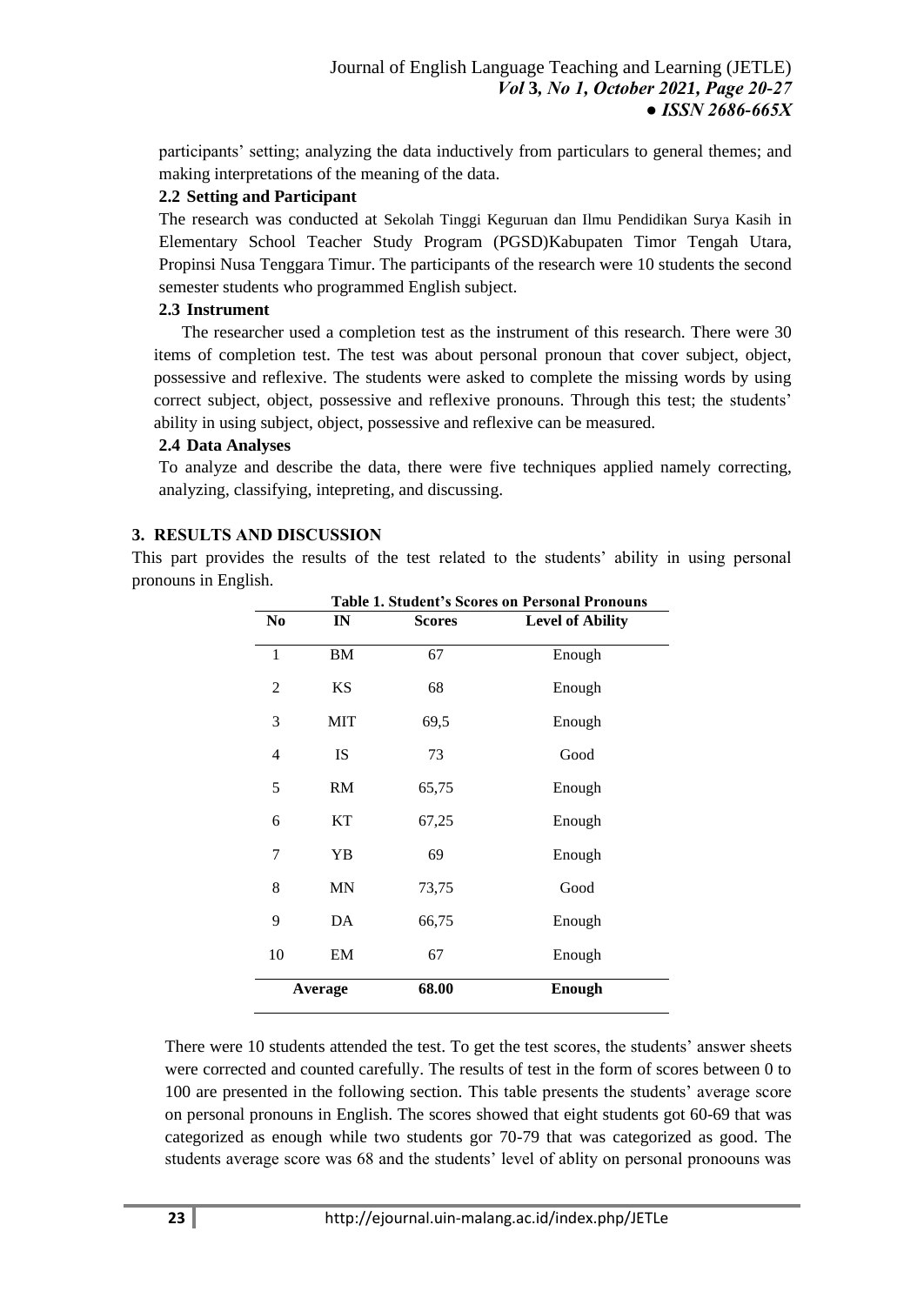participants' setting; analyzing the data inductively from particulars to general themes; and making interpretations of the meaning of the data.

### 2.2 Setting and Participant

The research was conducted at Sekolah Tinggi Keguruan dan Ilmu Pendidikan Surya Kasih in Elementary School Teacher Study Program (PGSD)Kabupaten Timor Tengah Utara, Propinsi Nusa Tenggara Timur. The participants of the research were 10 students the second semester students who programmed English subject.

### 2.3 Instrument

The researcher used a completion test as the instrument of this research. There were 30 items of completion test. The test was about personal pronoun that cover subject, object, possessive and reflexive. The students were asked to complete the missing words by using correct subject, object, possessive and reflexive pronouns. Through this test; the students' ability in using subject, object, possessive and reflexive can be measured.

### 2.4 Data Analyses

To analyze and describe the data, there were five techniques applied namely correcting, analyzing, classifying, intepreting, and discussing.

## 3. RESULTS AND DISCUSSION

This part provides the results of the test related to the students' ability in using personal pronouns in English.

**Table 1. Student's Scores on Personal Pronouns**

| No | IN | Scores | Level of Ability |
|---|---|---|---|
| 1 | BM | 67 | Enough |
| 2 | KS | 68 | Enough |
| 3 | MIT | 69,5 | Enough |
| 4 | IS | 73 | Good |
| 5 | RM | 65,75 | Enough |
| 6 | KT | 67,25 | Enough |
| 7 | YB | 69 | Enough |
| 8 | MN | 73,75 | Good |
| 9 | DA | 66,75 | Enough |
| 10 | EM | 67 | Enough |
| **Average** | | **68.00** | **Enough** |

There were 10 students attended the test. To get the test scores, the students' answer sheets were corrected and counted carefully. The results of test in the form of scores between 0 to 100 are presented in the following section. This table presents the students' average score on personal pronouns in English. The scores showed that eight students got 60-69 that was categorized as enough while two students gor 70-79 that was categorized as good. The students average score was 68 and the students' level of ablity on personal pronoouns was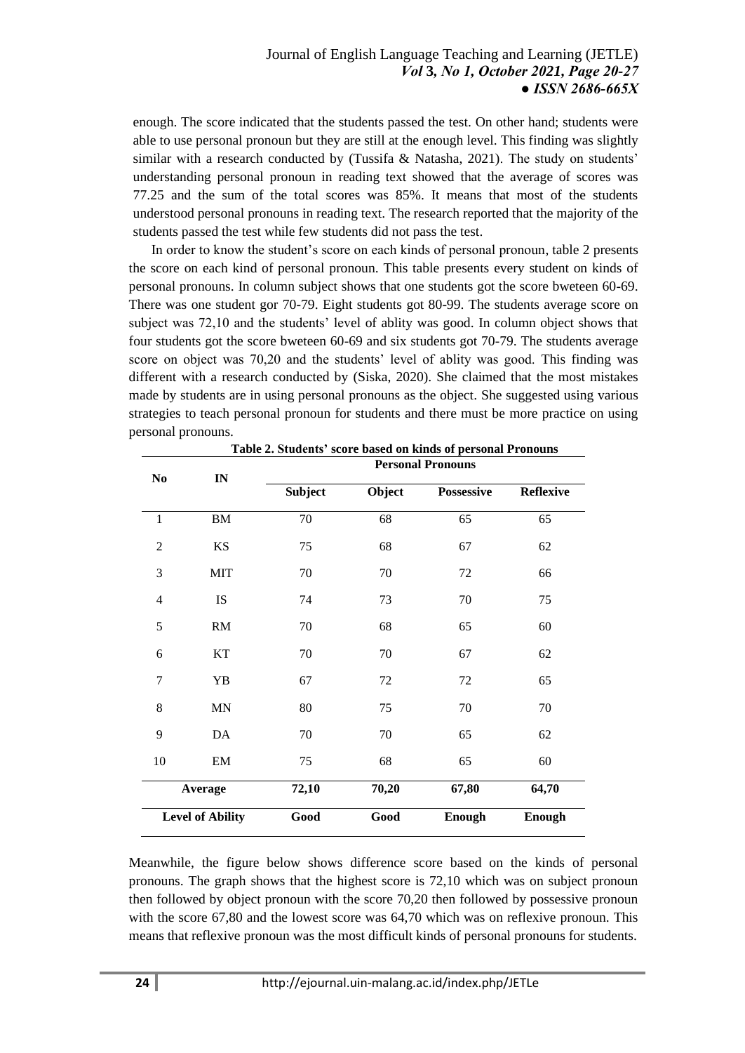enough. The score indicated that the students passed the test. On other hand; students were able to use personal pronoun but they are still at the enough level. This finding was slightly similar with a research conducted by (Tussifa & Natasha, 2021). The study on students' understanding personal pronoun in reading text showed that the average of scores was 77.25 and the sum of the total scores was 85%. It means that most of the students understood personal pronouns in reading text. The research reported that the majority of the students passed the test while few students did not pass the test.

In order to know the student's score on each kinds of personal pronoun, table 2 presents the score on each kind of personal pronoun. This table presents every student on kinds of personal pronouns. In column subject shows that one students got the score bweteen 60-69. There was one student gor 70-79. Eight students got 80-99. The students average score on subject was 72,10 and the students' level of ablity was good. In column object shows that four students got the score bweteen 60-69 and six students got 70-79. The students average score on object was 70,20 and the students' level of ablity was good. This finding was different with a research conducted by (Siska, 2020). She claimed that the most mistakes made by students are in using personal pronouns as the object. She suggested using various strategies to teach personal pronoun for students and there must be more practice on using personal pronouns.

**Table 2. Students' score based on kinds of personal Pronouns**

| No | IN | Personal Pronouns | | | |
|---|---|---|---|---|---|
| | | **Subject** | **Object** | **Possessive** | **Reflexive** |
| 1 | BM | 70 | 68 | 65 | 65 |
| 2 | KS | 75 | 68 | 67 | 62 |
| 3 | MIT | 70 | 70 | 72 | 66 |
| 4 | IS | 74 | 73 | 70 | 75 |
| 5 | RM | 70 | 68 | 65 | 60 |
| 6 | KT | 70 | 70 | 67 | 62 |
| 7 | YB | 67 | 72 | 72 | 65 |
| 8 | MN | 80 | 75 | 70 | 70 |
| 9 | DA | 70 | 70 | 65 | 62 |
| 10 | EM | 75 | 68 | 65 | 60 |
| **Average** | | **72,10** | **70,20** | **67,80** | **64,70** |
| **Level of Ability** | | **Good** | **Good** | **Enough** | **Enough** |

Meanwhile, the figure below shows difference score based on the kinds of personal pronouns. The graph shows that the highest score is 72,10 which was on subject pronoun then followed by object pronoun with the score 70,20 then followed by possessive pronoun with the score 67,80 and the lowest score was 64,70 which was on reflexive pronoun. This means that reflexive pronoun was the most difficult kinds of personal pronouns for students.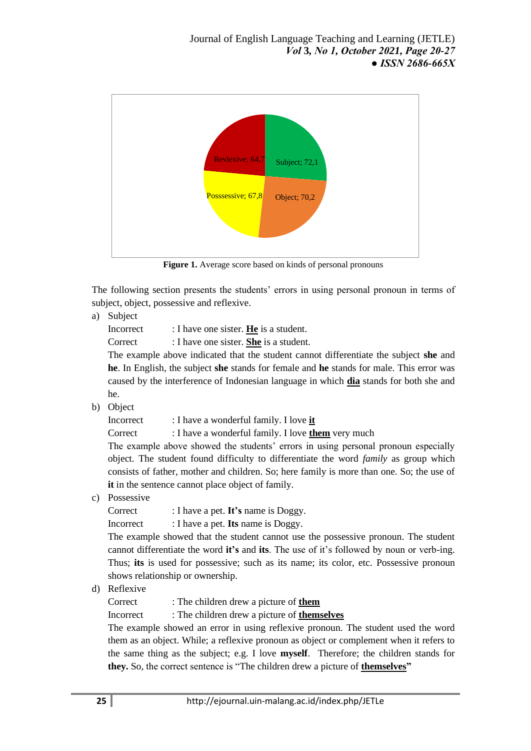Figure 1. Average score based on kinds of personal pronouns

The following section presents the students' errors in using personal pronoun in terms of subject, object, possessive and reflexive.

a) Subject

Incorrect : I have one sister. **He** is a student.

Correct : I have one sister. **She** is a student.

The example above indicated that the student cannot differentiate the subject **she** and **he**. In English, the subject **she** stands for female and **he** stands for male. This error was caused by the interference of Indonesian language in which **dia** stands for both she and he.

b) Object

Incorrect : I have a wonderful family. I love **it**

Correct : I have a wonderful family. I love **them** very much

The example above showed the students' errors in using personal pronoun especially object. The student found difficulty to differentiate the word *family* as group which consists of father, mother and children. So; here family is more than one. So; the use of **it** in the sentence cannot place object of family.

c) Possessive

Correct : I have a pet. **It's** name is Doggy.

Incorrect : I have a pet. **Its** name is Doggy.

The example showed that the student cannot use the possessive pronoun. The student cannot differentiate the word **it's** and **its**. The use of it's followed by noun or verb-ing. Thus; **its** is used for possessive; such as its name; its color, etc. Possessive pronoun shows relationship or ownership.

d) Reflexive

Correct : The children drew a picture of **them**

Incorrect : The children drew a picture of **themselves**

The example showed an error in using reflexive pronoun. The student used the word them as an object. While; a reflexive pronoun as object or complement when it refers to the same thing as the subject; e.g. I love **myself**. Therefore; the children stands for **they.** So, the correct sentence is "The children drew a picture of **themselves"**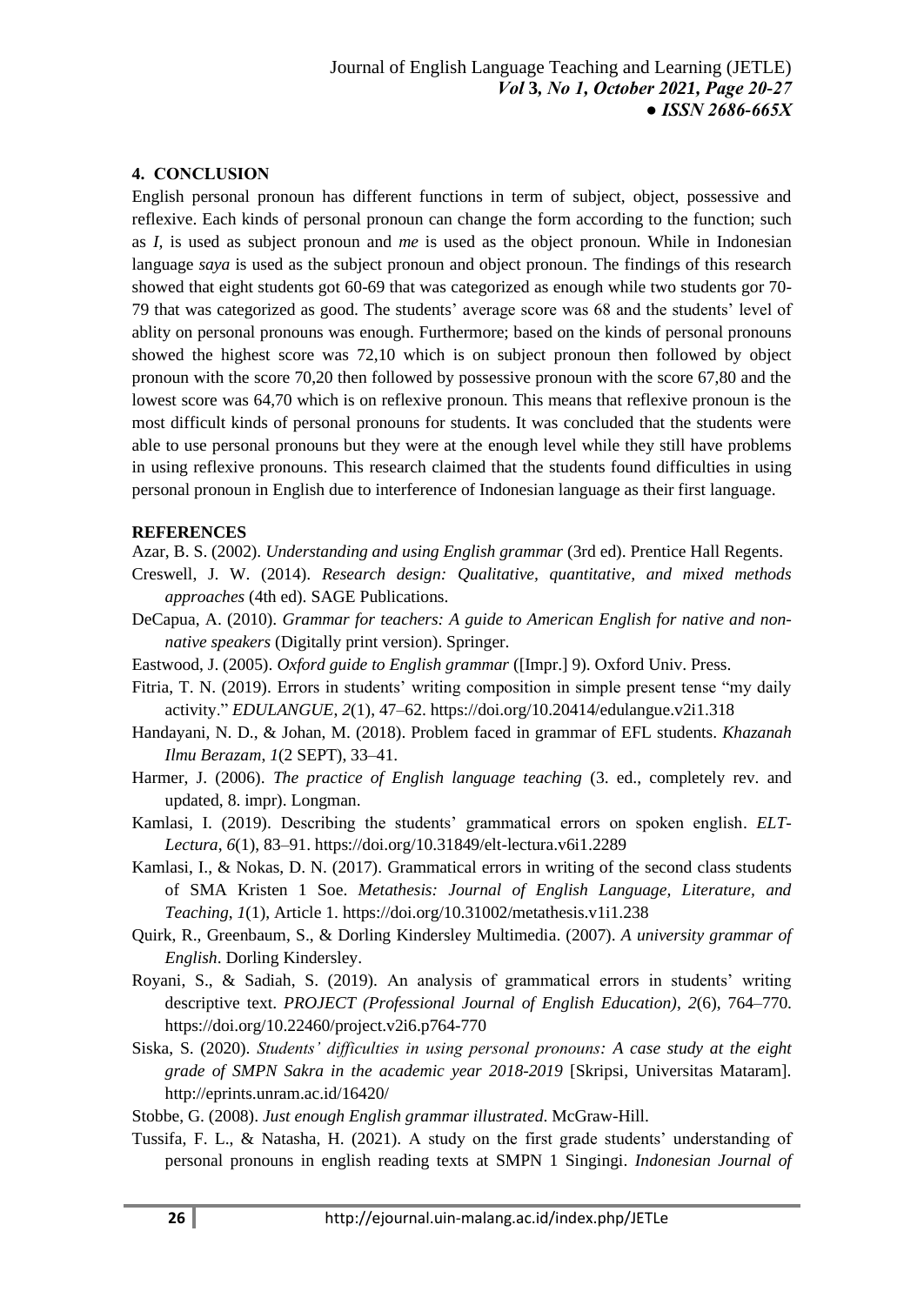## 4. CONCLUSION

English personal pronoun has different functions in term of subject, object, possessive and reflexive. Each kinds of personal pronoun can change the form according to the function; such as *I,* is used as subject pronoun and *me* is used as the object pronoun. While in Indonesian language *saya* is used as the subject pronoun and object pronoun. The findings of this research showed that eight students got 60-69 that was categorized as enough while two students gor 70-79 that was categorized as good. The students' average score was 68 and the students' level of ablity on personal pronouns was enough. Furthermore; based on the kinds of personal pronouns showed the highest score was 72,10 which is on subject pronoun then followed by object pronoun with the score 70,20 then followed by possessive pronoun with the score 67,80 and the lowest score was 64,70 which is on reflexive pronoun. This means that reflexive pronoun is the most difficult kinds of personal pronouns for students. It was concluded that the students were able to use personal pronouns but they were at the enough level while they still have problems in using reflexive pronouns. This research claimed that the students found difficulties in using personal pronoun in English due to interference of Indonesian language as their first language.

## REFERENCES

Azar, B. S. (2002). *Understanding and using English grammar* (3rd ed). Prentice Hall Regents.

Creswell, J. W. (2014). *Research design: Qualitative, quantitative, and mixed methods approaches* (4th ed). SAGE Publications.

DeCapua, A. (2010). *Grammar for teachers: A guide to American English for native and non-native speakers* (Digitally print version). Springer.

Eastwood, J. (2005). *Oxford guide to English grammar* ([Impr.] 9). Oxford Univ. Press.

Fitria, T. N. (2019). Errors in students' writing composition in simple present tense "my daily activity." *EDULANGUE*, *2*(1), 47–62. https://doi.org/10.20414/edulangue.v2i1.318

Handayani, N. D., & Johan, M. (2018). Problem faced in grammar of EFL students. *Khazanah Ilmu Berazam*, *1*(2 SEPT), 33–41.

Harmer, J. (2006). *The practice of English language teaching* (3. ed., completely rev. and updated, 8. impr). Longman.

Kamlasi, I. (2019). Describing the students' grammatical errors on spoken english. *ELT-Lectura*, *6*(1), 83–91. https://doi.org/10.31849/elt-lectura.v6i1.2289

Kamlasi, I., & Nokas, D. N. (2017). Grammatical errors in writing of the second class students of SMA Kristen 1 Soe. *Metathesis: Journal of English Language, Literature, and Teaching*, *1*(1), Article 1. https://doi.org/10.31002/metathesis.v1i1.238

Quirk, R., Greenbaum, S., & Dorling Kindersley Multimedia. (2007). *A university grammar of English*. Dorling Kindersley.

Royani, S., & Sadiah, S. (2019). An analysis of grammatical errors in students' writing descriptive text. *PROJECT (Professional Journal of English Education)*, *2*(6), 764–770. https://doi.org/10.22460/project.v2i6.p764-770

Siska, S. (2020). *Students' difficulties in using personal pronouns: A case study at the eight grade of SMPN Sakra in the academic year 2018-2019* [Skripsi, Universitas Mataram]. http://eprints.unram.ac.id/16420/

Stobbe, G. (2008). *Just enough English grammar illustrated*. McGraw-Hill.

Tussifa, F. L., & Natasha, H. (2021). A study on the first grade students' understanding of personal pronouns in english reading texts at SMPN 1 Singingi. *Indonesian Journal of*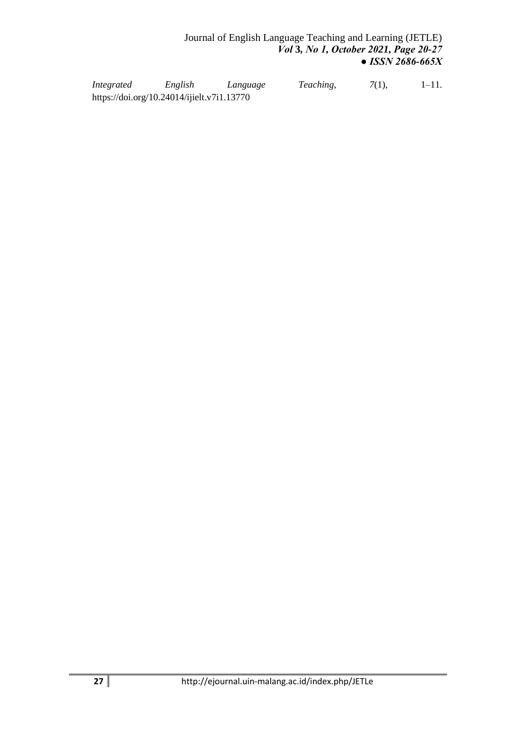*Integrated English Language Teaching*, *7*(1), 1–11. https://doi.org/10.24014/ijielt.v7i1.13770